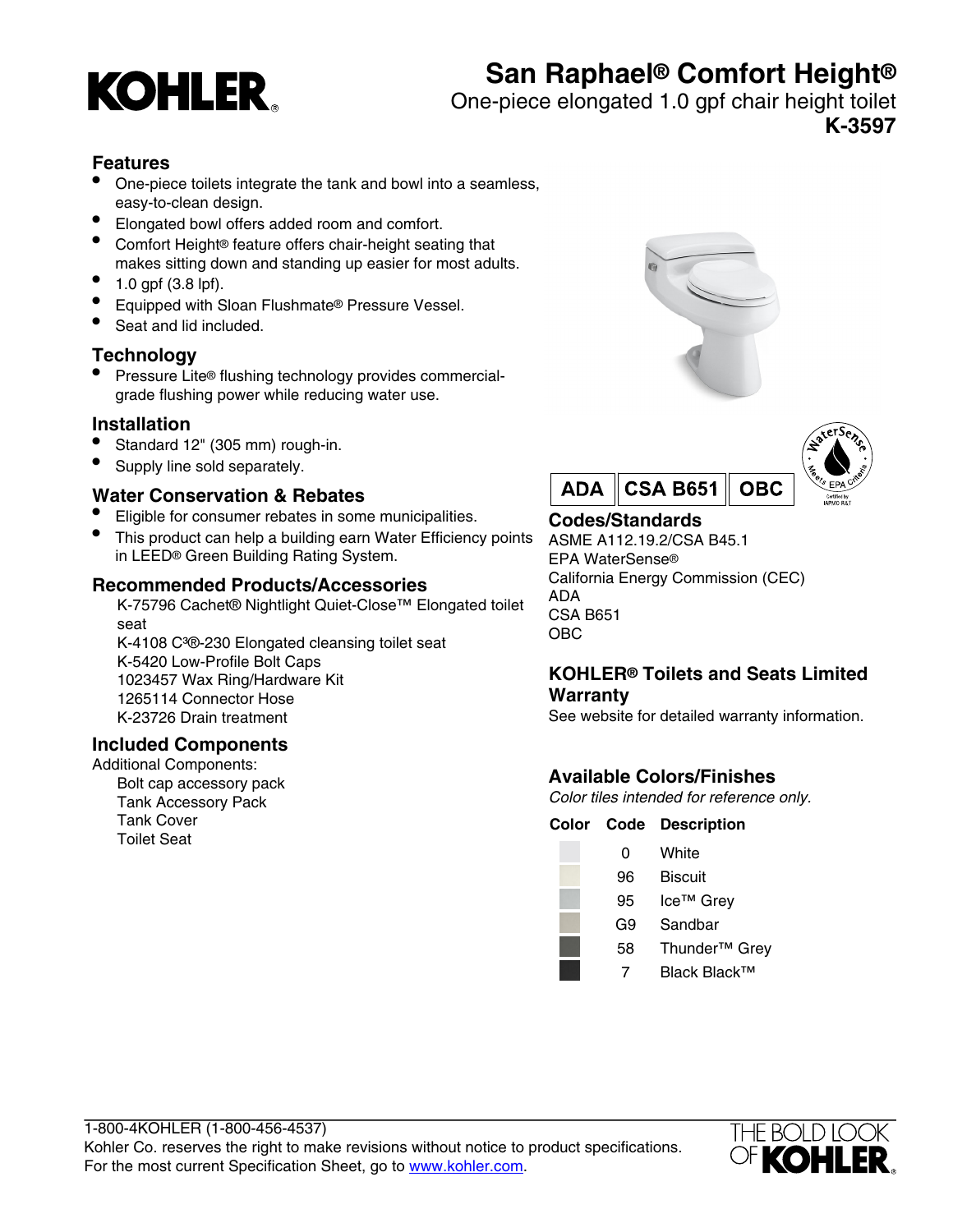# San Raphael® Comfort Height®

One-piece elongated 1.0 gpf chair height toilet

**K-3597**

## Features

- One-piece toilets integrate the tank and bowl into a seamless, easy-to-clean design.
- Elongated bowl offers added room and comfort.
- Comfort Height® feature offers chair-height seating that makes sitting down and standing up easier for most adults.
- 1.0 gpf (3.8 lpf).
- Equipped with Sloan Flushmate® Pressure Vessel.
- Seat and lid included.

## Technology

- Pressure Lite® flushing technology provides commercial-grade flushing power while reducing water use.

## Installation

- Standard 12" (305 mm) rough-in.
- Supply line sold separately.

## Water Conservation & Rebates

- Eligible for consumer rebates in some municipalities.
- This product can help a building earn Water Efficiency points in LEED® Green Building Rating System.

## Recommended Products/Accessories

K-75796 Cachet® Nightlight Quiet-Close™ Elongated toilet seat
K-4108 C³®-230 Elongated cleansing toilet seat
K-5420 Low-Profile Bolt Caps
1023457 Wax Ring/Hardware Kit
1265114 Connector Hose
K-23726 Drain treatment

## Included Components

Additional Components:
Bolt cap accessory pack
Tank Accessory Pack
Tank Cover
Toilet Seat

ADA | CSA B651 | OBC

## Codes/Standards

ASME A112.19.2/CSA B45.1
EPA WaterSense®
California Energy Commission (CEC)
ADA
CSA B651
OBC

## KOHLER® Toilets and Seats Limited Warranty

See website for detailed warranty information.

## Available Colors/Finishes

*Color tiles intended for reference only.*

| Color | Code | Description |
|---|---|---|
| | 0 | White |
| | 96 | Biscuit |
| | 95 | Ice™ Grey |
| | G9 | Sandbar |
| | 58 | Thunder™ Grey |
| | 7 | Black Black™ |

1-800-4KOHLER (1-800-456-4537)
Kohler Co. reserves the right to make revisions without notice to product specifications.
For the most current Specification Sheet, go to www.kohler.com.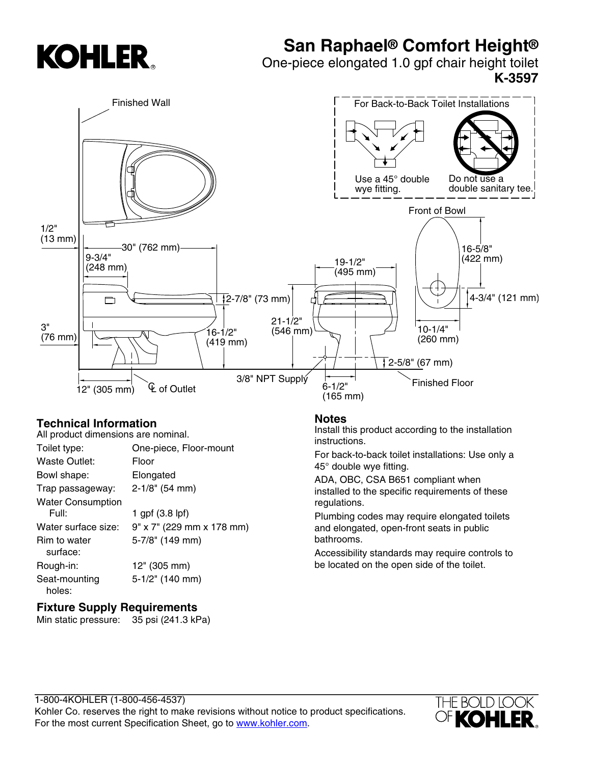# KOHLER

## San Raphael® Comfort Height®

One-piece elongated 1.0 gpf chair height toilet

**K-3597**

Finished Wall

For Back-to-Back Toilet Installations

Use a 45° double wye fitting.

Do not use a double sanitary tee.

Front of Bowl

1/2" (13 mm)

30" (762 mm)

9-3/4" (248 mm)

19-1/2" (495 mm)

16-5/8" (422 mm)

2-7/8" (73 mm)

4-3/4" (121 mm)

21-1/2" (546 mm)

3" (76 mm)

16-1/2" (419 mm)

10-1/4" (260 mm)

2-5/8" (67 mm)

3/8" NPT Supply

Finished Floor

12" (305 mm)

℄ of Outlet

6-1/2" (165 mm)

## Technical Information

All product dimensions are nominal.

| | |
|---|---|
| Toilet type: | One-piece, Floor-mount |
| Waste Outlet: | Floor |
| Bowl shape: | Elongated |
| Trap passageway: | 2-1/8" (54 mm) |
| Water Consumption Full: | 1 gpf (3.8 lpf) |
| Water surface size: | 9" x 7" (229 mm x 178 mm) |
| Rim to water surface: | 5-7/8" (149 mm) |
| Rough-in: | 12" (305 mm) |
| Seat-mounting holes: | 5-1/2" (140 mm) |

## Fixture Supply Requirements

| | |
|---|---|
| Min static pressure: | 35 psi (241.3 kPa) |

## Notes

Install this product according to the installation instructions.

For back-to-back toilet installations: Use only a 45° double wye fitting.

ADA, OBC, CSA B651 compliant when installed to the specific requirements of these regulations.

Plumbing codes may require elongated toilets and elongated, open-front seats in public bathrooms.

Accessibility standards may require controls to be located on the open side of the toilet.

1-800-4KOHLER (1-800-456-4537)

Kohler Co. reserves the right to make revisions without notice to product specifications.

For the most current Specification Sheet, go to www.kohler.com.

THE BOLD LOOK OF KOHLER